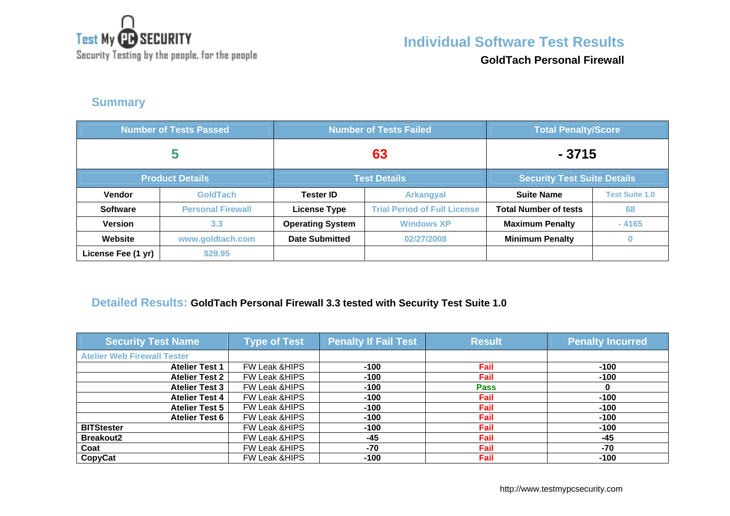Test My PC SECURITY
Security Testing by the people, for the people

# Individual Software Test Results

**GoldTach Personal Firewall**

## Summary

| Number of Tests Passed | | Number of Tests Failed | | Total Penalty/Score | |
|---|---|---|---|---|---|
| 5 | | 63 | | - 3715 | |
| **Product Details** | | **Test Details** | | **Security Test Suite Details** | |
| **Vendor** | GoldTach | **Tester ID** | Arkangyal | **Suite Name** | Test Suite 1.0 |
| **Software** | Personal Firewall | **License Type** | Trial Period of Full License | **Total Number of tests** | 68 |
| **Version** | 3.3 | **Operating System** | Windows XP | **Maximum Penalty** | - 4165 |
| **Website** | www.goldtach.com | **Date Submitted** | 02/27/2008 | **Minimum Penalty** | 0 |
| **License Fee (1 yr)** | $29.95 | | | | |

## Detailed Results: GoldTach Personal Firewall 3.3 tested with Security Test Suite 1.0

| Security Test Name | Type of Test | Penalty If Fail Test | Result | Penalty Incurred |
|---|---|---|---|---|
| Atelier Web Firewall Tester | | | | |
| **Atelier Test 1** | FW Leak &HIPS | -100 | Fail | -100 |
| **Atelier Test 2** | FW Leak &HIPS | -100 | Fail | -100 |
| **Atelier Test 3** | FW Leak &HIPS | -100 | Pass | 0 |
| **Atelier Test 4** | FW Leak &HIPS | -100 | Fail | -100 |
| **Atelier Test 5** | FW Leak &HIPS | -100 | Fail | -100 |
| **Atelier Test 6** | FW Leak &HIPS | -100 | Fail | -100 |
| **BITStester** | FW Leak &HIPS | -100 | Fail | -100 |
| **Breakout2** | FW Leak &HIPS | -45 | Fail | -45 |
| **Coat** | FW Leak &HIPS | -70 | Fail | -70 |
| **CopyCat** | FW Leak &HIPS | -100 | Fail | -100 |

http://www.testmypcsecurity.com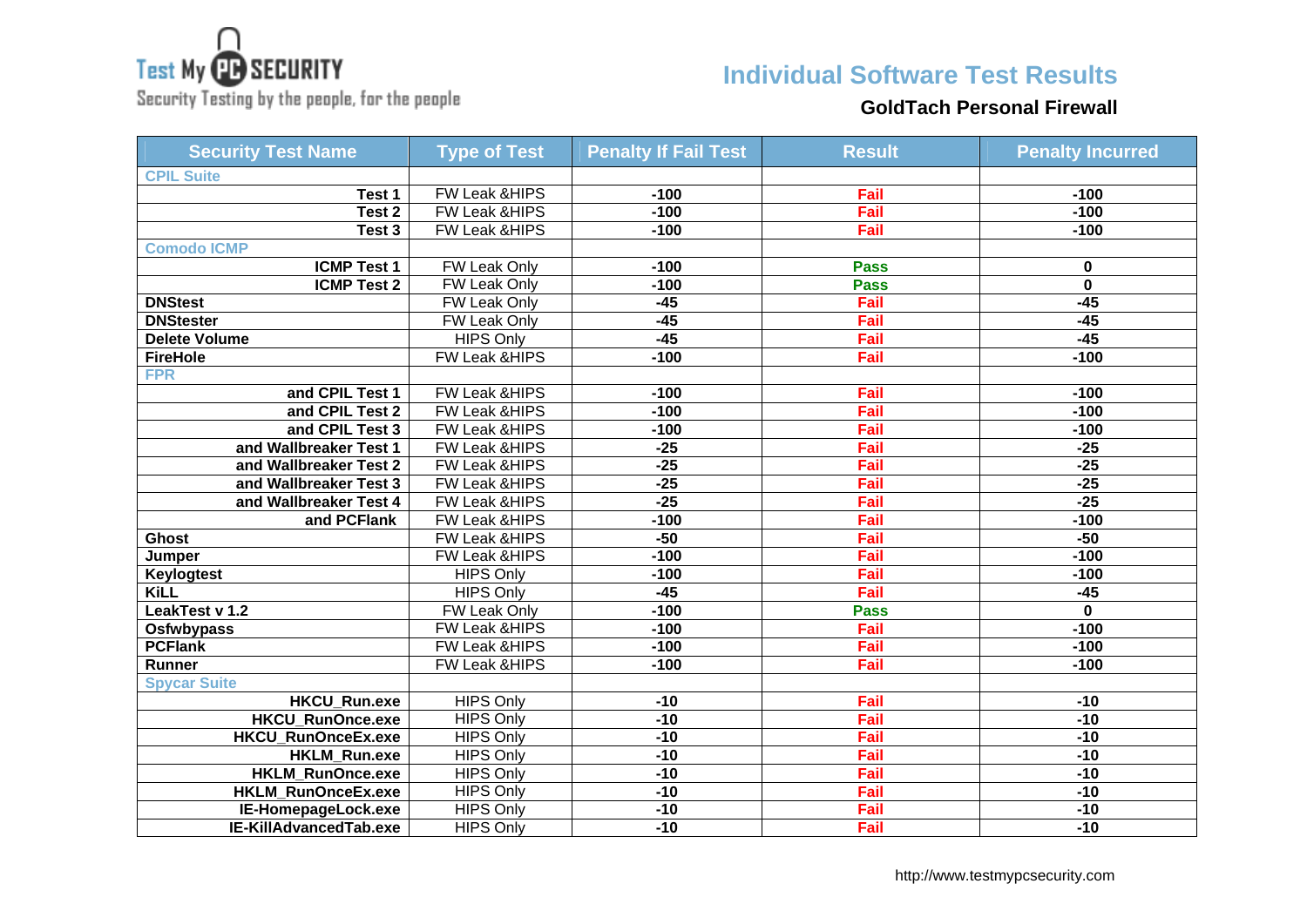Test My PC SECURITY
Security Testing by the people, for the people

# Individual Software Test Results

## GoldTach Personal Firewall

| Security Test Name | Type of Test | Penalty If Fail Test | Result | Penalty Incurred |
|---|---|---|---|---|
| CPIL Suite | | | | |
| Test 1 | FW Leak &HIPS | -100 | Fail | -100 |
| Test 2 | FW Leak &HIPS | -100 | Fail | -100 |
| Test 3 | FW Leak &HIPS | -100 | Fail | -100 |
| Comodo ICMP | | | | |
| ICMP Test 1 | FW Leak Only | -100 | Pass | 0 |
| ICMP Test 2 | FW Leak Only | -100 | Pass | 0 |
| DNStest | FW Leak Only | -45 | Fail | -45 |
| DNStester | FW Leak Only | -45 | Fail | -45 |
| Delete Volume | HIPS Only | -45 | Fail | -45 |
| FireHole | FW Leak &HIPS | -100 | Fail | -100 |
| FPR | | | | |
| and CPIL Test 1 | FW Leak &HIPS | -100 | Fail | -100 |
| and CPIL Test 2 | FW Leak &HIPS | -100 | Fail | -100 |
| and CPIL Test 3 | FW Leak &HIPS | -100 | Fail | -100 |
| and Wallbreaker Test 1 | FW Leak &HIPS | -25 | Fail | -25 |
| and Wallbreaker Test 2 | FW Leak &HIPS | -25 | Fail | -25 |
| and Wallbreaker Test 3 | FW Leak &HIPS | -25 | Fail | -25 |
| and Wallbreaker Test 4 | FW Leak &HIPS | -25 | Fail | -25 |
| and PCFlank | FW Leak &HIPS | -100 | Fail | -100 |
| Ghost | FW Leak &HIPS | -50 | Fail | -50 |
| Jumper | FW Leak &HIPS | -100 | Fail | -100 |
| Keylogtest | HIPS Only | -100 | Fail | -100 |
| KiLL | HIPS Only | -45 | Fail | -45 |
| LeakTest v 1.2 | FW Leak Only | -100 | Pass | 0 |
| Osfwbypass | FW Leak &HIPS | -100 | Fail | -100 |
| PCFlank | FW Leak &HIPS | -100 | Fail | -100 |
| Runner | FW Leak &HIPS | -100 | Fail | -100 |
| Spycar Suite | | | | |
| HKCU_Run.exe | HIPS Only | -10 | Fail | -10 |
| HKCU_RunOnce.exe | HIPS Only | -10 | Fail | -10 |
| HKCU_RunOnceEx.exe | HIPS Only | -10 | Fail | -10 |
| HKLM_Run.exe | HIPS Only | -10 | Fail | -10 |
| HKLM_RunOnce.exe | HIPS Only | -10 | Fail | -10 |
| HKLM_RunOnceEx.exe | HIPS Only | -10 | Fail | -10 |
| IE-HomepageLock.exe | HIPS Only | -10 | Fail | -10 |
| IE-KillAdvancedTab.exe | HIPS Only | -10 | Fail | -10 |

http://www.testmypcsecurity.com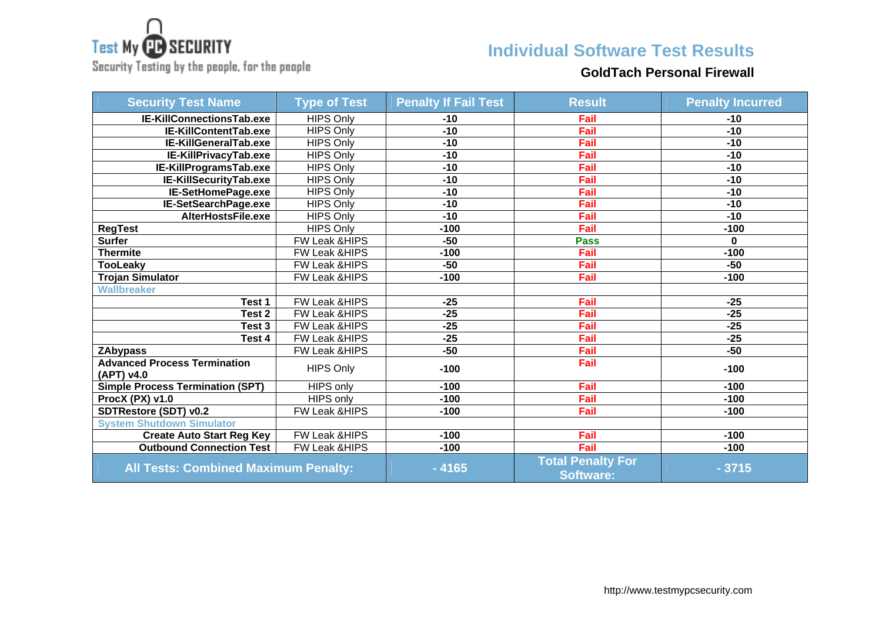Test My PC SECURITY

Security Testing by the people, for the people

# Individual Software Test Results

## GoldTach Personal Firewall

| Security Test Name | Type of Test | Penalty If Fail Test | Result | Penalty Incurred |
|---|---|---|---|---|
| IE-KillConnectionsTab.exe | HIPS Only | -10 | Fail | -10 |
| IE-KillContentTab.exe | HIPS Only | -10 | Fail | -10 |
| IE-KillGeneralTab.exe | HIPS Only | -10 | Fail | -10 |
| IE-KillPrivacyTab.exe | HIPS Only | -10 | Fail | -10 |
| IE-KillProgramsTab.exe | HIPS Only | -10 | Fail | -10 |
| IE-KillSecurityTab.exe | HIPS Only | -10 | Fail | -10 |
| IE-SetHomePage.exe | HIPS Only | -10 | Fail | -10 |
| IE-SetSearchPage.exe | HIPS Only | -10 | Fail | -10 |
| AlterHostsFile.exe | HIPS Only | -10 | Fail | -10 |
| RegTest | HIPS Only | -100 | Fail | -100 |
| Surfer | FW Leak &HIPS | -50 | Pass | 0 |
| Thermite | FW Leak &HIPS | -100 | Fail | -100 |
| TooLeaky | FW Leak &HIPS | -50 | Fail | -50 |
| Trojan Simulator | FW Leak &HIPS | -100 | Fail | -100 |
| Wallbreaker | | | | |
| Test 1 | FW Leak &HIPS | -25 | Fail | -25 |
| Test 2 | FW Leak &HIPS | -25 | Fail | -25 |
| Test 3 | FW Leak &HIPS | -25 | Fail | -25 |
| Test 4 | FW Leak &HIPS | -25 | Fail | -25 |
| ZAbypass | FW Leak &HIPS | -50 | Fail | -50 |
| Advanced Process Termination (APT) v4.0 | HIPS Only | -100 | Fail | -100 |
| Simple Process Termination (SPT) | HIPS only | -100 | Fail | -100 |
| ProcX (PX) v1.0 | HIPS only | -100 | Fail | -100 |
| SDTRestore (SDT) v0.2 | FW Leak &HIPS | -100 | Fail | -100 |
| System Shutdown Simulator | | | | |
| Create Auto Start Reg Key | FW Leak &HIPS | -100 | Fail | -100 |
| Outbound Connection Test | FW Leak &HIPS | -100 | Fail | -100 |
| **All Tests: Combined Maximum Penalty:** | | **- 4165** | **Total Penalty For Software:** | **- 3715** |

http://www.testmypcsecurity.com